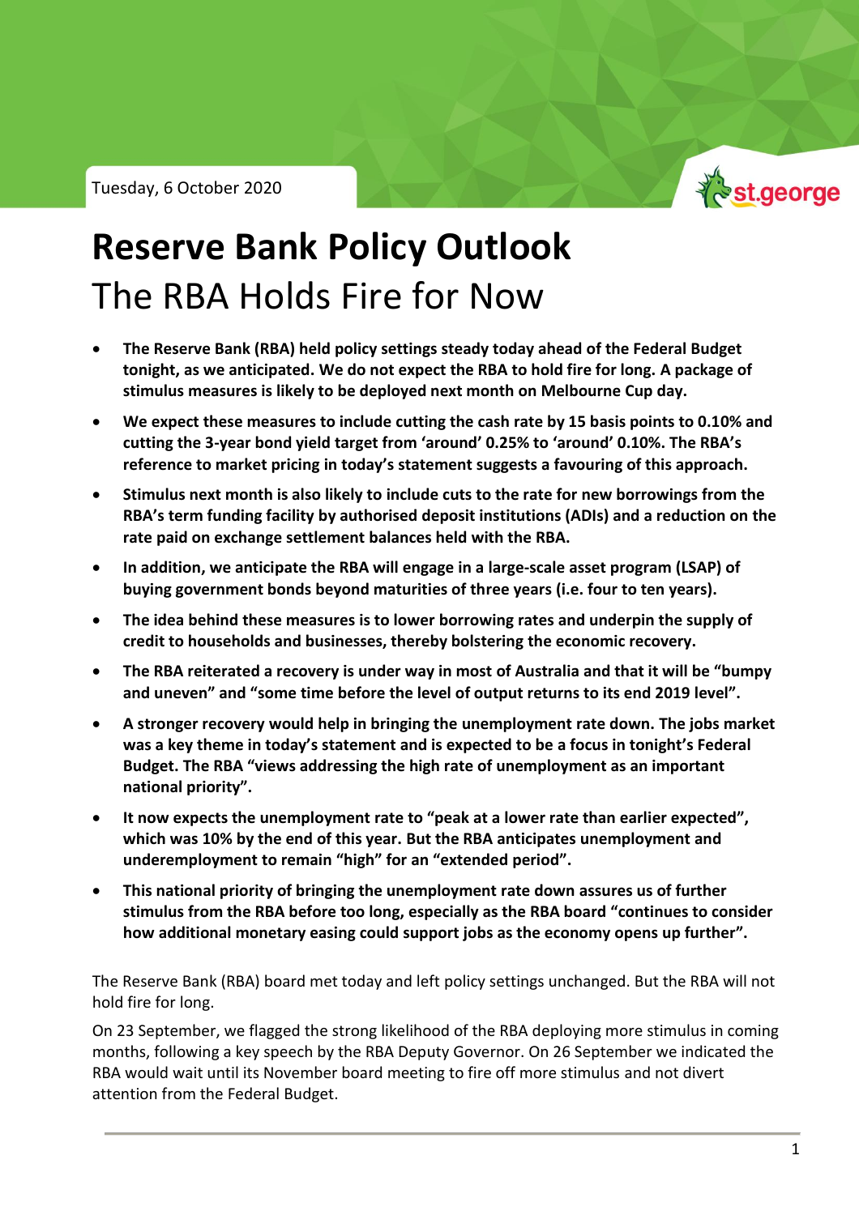Tuesday, 6 October 2020

# Reserve Bank Policy Outlook

## The RBA Holds Fire for Now

- **The Reserve Bank (RBA) held policy settings steady today ahead of the Federal Budget tonight, as we anticipated. We do not expect the RBA to hold fire for long. A package of stimulus measures is likely to be deployed next month on Melbourne Cup day.**
- **We expect these measures to include cutting the cash rate by 15 basis points to 0.10% and cutting the 3-year bond yield target from 'around' 0.25% to 'around' 0.10%. The RBA's reference to market pricing in today's statement suggests a favouring of this approach.**
- **Stimulus next month is also likely to include cuts to the rate for new borrowings from the RBA's term funding facility by authorised deposit institutions (ADIs) and a reduction on the rate paid on exchange settlement balances held with the RBA.**
- **In addition, we anticipate the RBA will engage in a large-scale asset program (LSAP) of buying government bonds beyond maturities of three years (i.e. four to ten years).**
- **The idea behind these measures is to lower borrowing rates and underpin the supply of credit to households and businesses, thereby bolstering the economic recovery.**
- **The RBA reiterated a recovery is under way in most of Australia and that it will be "bumpy and uneven" and "some time before the level of output returns to its end 2019 level".**
- **A stronger recovery would help in bringing the unemployment rate down. The jobs market was a key theme in today's statement and is expected to be a focus in tonight's Federal Budget. The RBA "views addressing the high rate of unemployment as an important national priority".**
- **It now expects the unemployment rate to "peak at a lower rate than earlier expected", which was 10% by the end of this year. But the RBA anticipates unemployment and underemployment to remain "high" for an "extended period".**
- **This national priority of bringing the unemployment rate down assures us of further stimulus from the RBA before too long, especially as the RBA board "continues to consider how additional monetary easing could support jobs as the economy opens up further".**

The Reserve Bank (RBA) board met today and left policy settings unchanged. But the RBA will not hold fire for long.

On 23 September, we flagged the strong likelihood of the RBA deploying more stimulus in coming months, following a key speech by the RBA Deputy Governor. On 26 September we indicated the RBA would wait until its November board meeting to fire off more stimulus and not divert attention from the Federal Budget.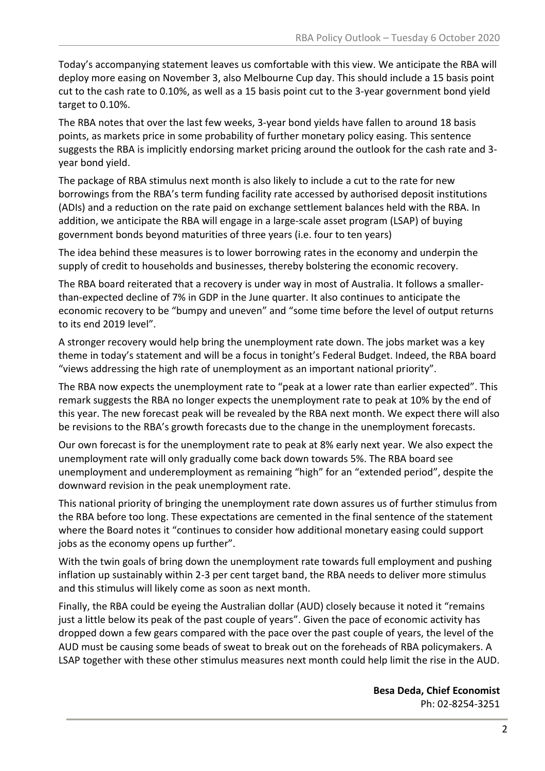Today's accompanying statement leaves us comfortable with this view. We anticipate the RBA will deploy more easing on November 3, also Melbourne Cup day. This should include a 15 basis point cut to the cash rate to 0.10%, as well as a 15 basis point cut to the 3-year government bond yield target to 0.10%.

The RBA notes that over the last few weeks, 3-year bond yields have fallen to around 18 basis points, as markets price in some probability of further monetary policy easing. This sentence suggests the RBA is implicitly endorsing market pricing around the outlook for the cash rate and 3-year bond yield.

The package of RBA stimulus next month is also likely to include a cut to the rate for new borrowings from the RBA's term funding facility rate accessed by authorised deposit institutions (ADIs) and a reduction on the rate paid on exchange settlement balances held with the RBA. In addition, we anticipate the RBA will engage in a large-scale asset program (LSAP) of buying government bonds beyond maturities of three years (i.e. four to ten years)

The idea behind these measures is to lower borrowing rates in the economy and underpin the supply of credit to households and businesses, thereby bolstering the economic recovery.

The RBA board reiterated that a recovery is under way in most of Australia. It follows a smaller-than-expected decline of 7% in GDP in the June quarter. It also continues to anticipate the economic recovery to be "bumpy and uneven" and "some time before the level of output returns to its end 2019 level".

A stronger recovery would help bring the unemployment rate down. The jobs market was a key theme in today's statement and will be a focus in tonight's Federal Budget. Indeed, the RBA board "views addressing the high rate of unemployment as an important national priority".

The RBA now expects the unemployment rate to "peak at a lower rate than earlier expected". This remark suggests the RBA no longer expects the unemployment rate to peak at 10% by the end of this year. The new forecast peak will be revealed by the RBA next month. We expect there will also be revisions to the RBA's growth forecasts due to the change in the unemployment forecasts.

Our own forecast is for the unemployment rate to peak at 8% early next year. We also expect the unemployment rate will only gradually come back down towards 5%. The RBA board see unemployment and underemployment as remaining "high" for an "extended period", despite the downward revision in the peak unemployment rate.

This national priority of bringing the unemployment rate down assures us of further stimulus from the RBA before too long. These expectations are cemented in the final sentence of the statement where the Board notes it "continues to consider how additional monetary easing could support jobs as the economy opens up further".

With the twin goals of bring down the unemployment rate towards full employment and pushing inflation up sustainably within 2-3 per cent target band, the RBA needs to deliver more stimulus and this stimulus will likely come as soon as next month.

Finally, the RBA could be eyeing the Australian dollar (AUD) closely because it noted it "remains just a little below its peak of the past couple of years". Given the pace of economic activity has dropped down a few gears compared with the pace over the past couple of years, the level of the AUD must be causing some beads of sweat to break out on the foreheads of RBA policymakers. A LSAP together with these other stimulus measures next month could help limit the rise in the AUD.

**Besa Deda, Chief Economist**
Ph: 02-8254-3251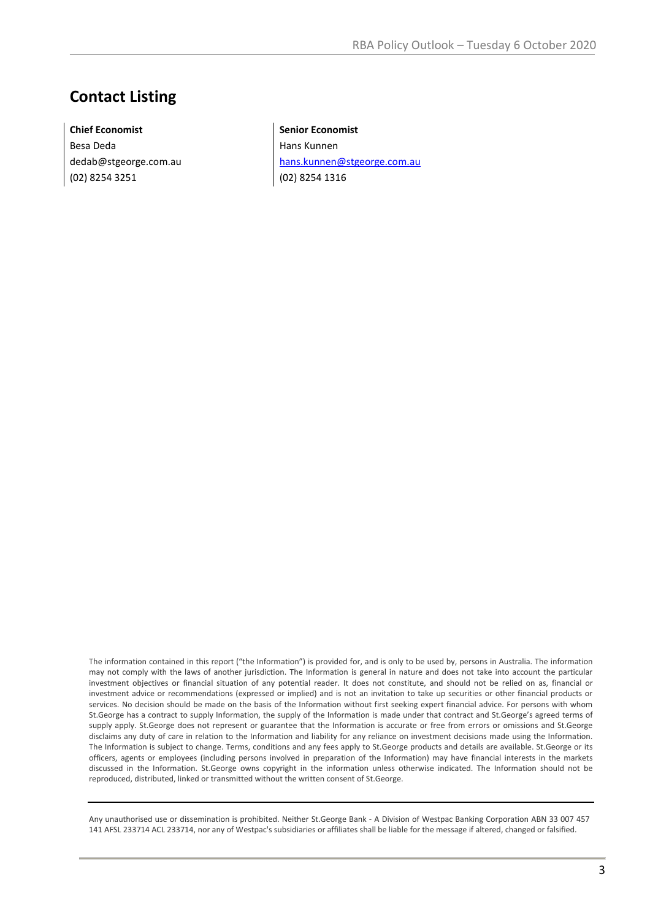## Contact Listing

**Chief Economist**
Besa Deda
dedab@stgeorge.com.au
(02) 8254 3251

**Senior Economist**
Hans Kunnen
hans.kunnen@stgeorge.com.au
(02) 8254 1316

The information contained in this report ("the Information") is provided for, and is only to be used by, persons in Australia. The information may not comply with the laws of another jurisdiction. The Information is general in nature and does not take into account the particular investment objectives or financial situation of any potential reader. It does not constitute, and should not be relied on as, financial or investment advice or recommendations (expressed or implied) and is not an invitation to take up securities or other financial products or services. No decision should be made on the basis of the Information without first seeking expert financial advice. For persons with whom St.George has a contract to supply Information, the supply of the Information is made under that contract and St.George's agreed terms of supply apply. St.George does not represent or guarantee that the Information is accurate or free from errors or omissions and St.George disclaims any duty of care in relation to the Information and liability for any reliance on investment decisions made using the Information. The Information is subject to change. Terms, conditions and any fees apply to St.George products and details are available. St.George or its officers, agents or employees (including persons involved in preparation of the Information) may have financial interests in the markets discussed in the Information. St.George owns copyright in the information unless otherwise indicated. The Information should not be reproduced, distributed, linked or transmitted without the written consent of St.George.

---

Any unauthorised use or dissemination is prohibited. Neither St.George Bank - A Division of Westpac Banking Corporation ABN 33 007 457 141 AFSL 233714 ACL 233714, nor any of Westpac's subsidiaries or affiliates shall be liable for the message if altered, changed or falsified.